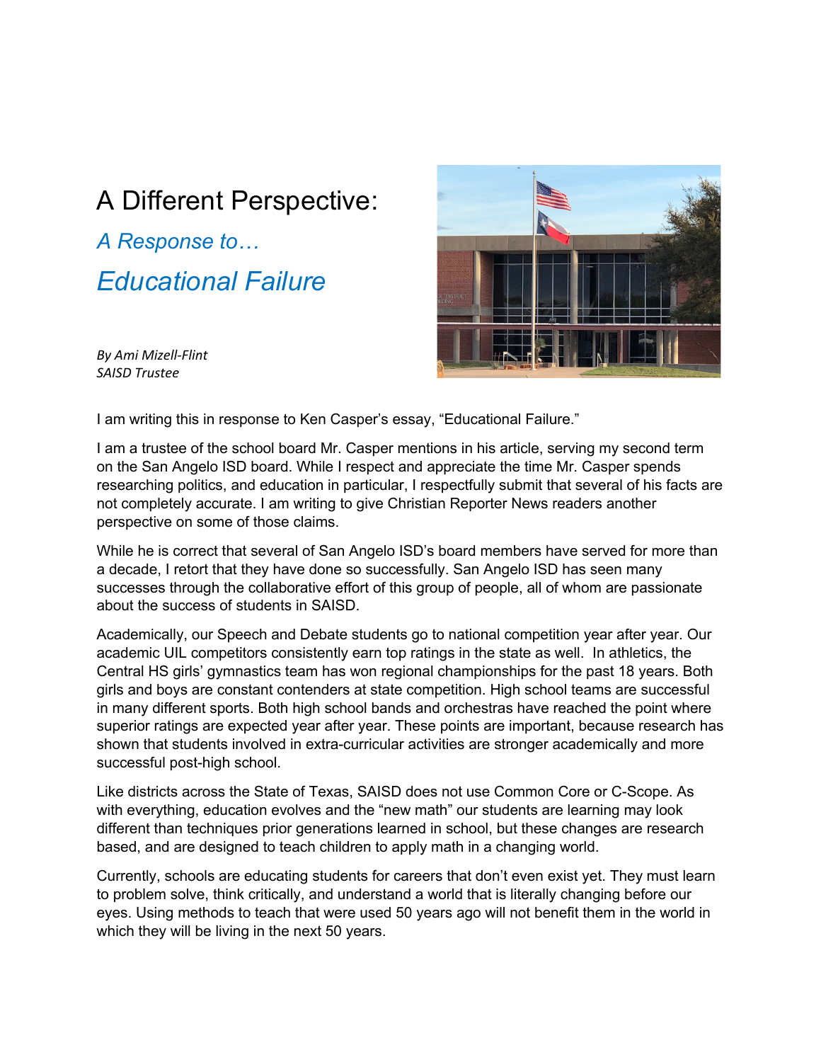# A Different Perspective:

## *A Response to…*

## *Educational Failure*

*By Ami Mizell-Flint*
*SAISD Trustee*

I am writing this in response to Ken Casper's essay, "Educational Failure."

I am a trustee of the school board Mr. Casper mentions in his article, serving my second term on the San Angelo ISD board. While I respect and appreciate the time Mr. Casper spends researching politics, and education in particular, I respectfully submit that several of his facts are not completely accurate. I am writing to give Christian Reporter News readers another perspective on some of those claims.

While he is correct that several of San Angelo ISD's board members have served for more than a decade, I retort that they have done so successfully. San Angelo ISD has seen many successes through the collaborative effort of this group of people, all of whom are passionate about the success of students in SAISD.

Academically, our Speech and Debate students go to national competition year after year. Our academic UIL competitors consistently earn top ratings in the state as well. In athletics, the Central HS girls' gymnastics team has won regional championships for the past 18 years. Both girls and boys are constant contenders at state competition. High school teams are successful in many different sports. Both high school bands and orchestras have reached the point where superior ratings are expected year after year. These points are important, because research has shown that students involved in extra-curricular activities are stronger academically and more successful post-high school.

Like districts across the State of Texas, SAISD does not use Common Core or C-Scope. As with everything, education evolves and the "new math" our students are learning may look different than techniques prior generations learned in school, but these changes are research based, and are designed to teach children to apply math in a changing world.

Currently, schools are educating students for careers that don't even exist yet. They must learn to problem solve, think critically, and understand a world that is literally changing before our eyes. Using methods to teach that were used 50 years ago will not benefit them in the world in which they will be living in the next 50 years.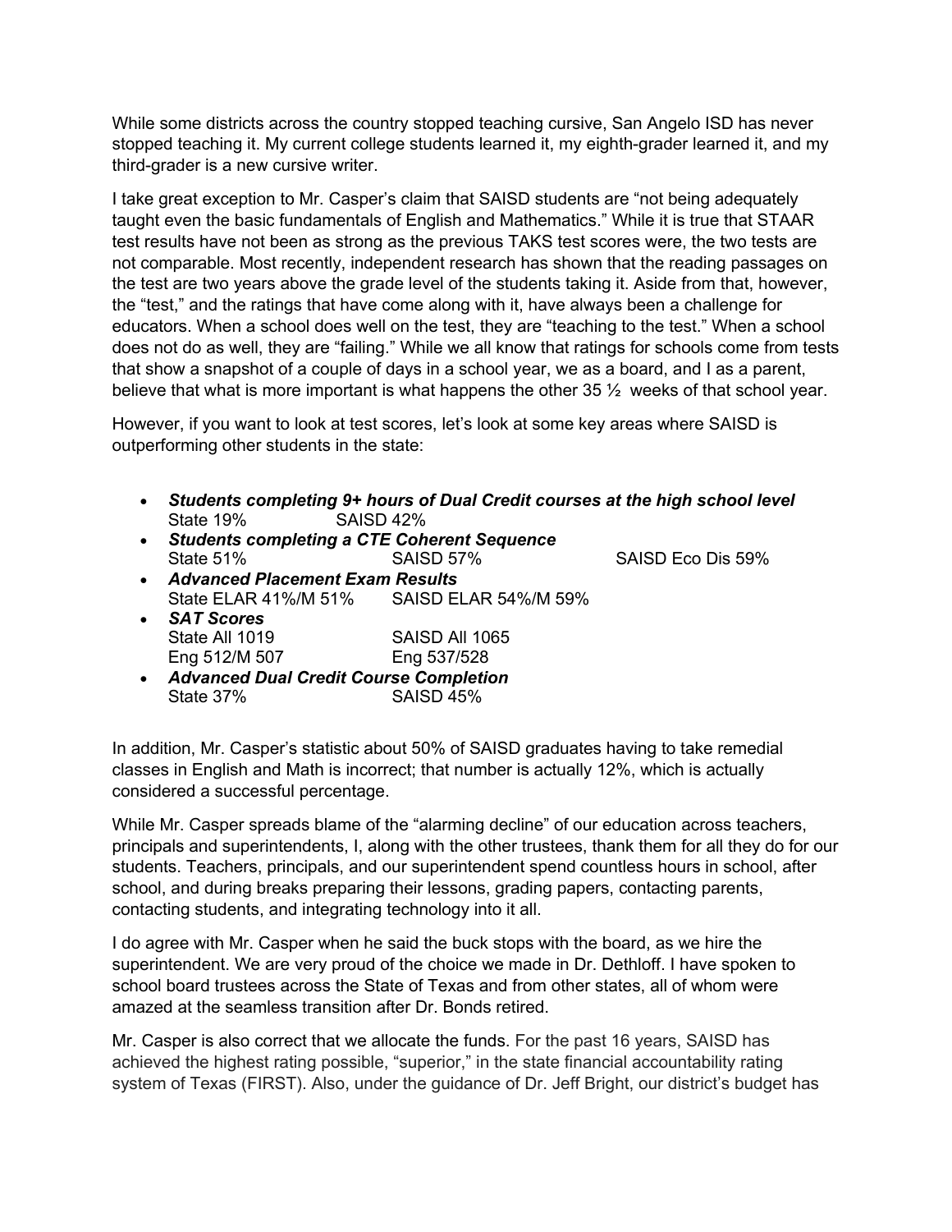While some districts across the country stopped teaching cursive, San Angelo ISD has never stopped teaching it. My current college students learned it, my eighth-grader learned it, and my third-grader is a new cursive writer.

I take great exception to Mr. Casper's claim that SAISD students are "not being adequately taught even the basic fundamentals of English and Mathematics." While it is true that STAAR test results have not been as strong as the previous TAKS test scores were, the two tests are not comparable. Most recently, independent research has shown that the reading passages on the test are two years above the grade level of the students taking it. Aside from that, however, the "test," and the ratings that have come along with it, have always been a challenge for educators. When a school does well on the test, they are "teaching to the test." When a school does not do as well, they are "failing." While we all know that ratings for schools come from tests that show a snapshot of a couple of days in a school year, we as a board, and I as a parent, believe that what is more important is what happens the other 35 ½ weeks of that school year.

However, if you want to look at test scores, let's look at some key areas where SAISD is outperforming other students in the state:

- ***Students completing 9+ hours of Dual Credit courses at the high school level***
  State 19% SAISD 42%
- ***Students completing a CTE Coherent Sequence***
  State 51% SAISD 57% SAISD Eco Dis 59%
- ***Advanced Placement Exam Results***
  State ELAR 41%/M 51% SAISD ELAR 54%/M 59%
- ***SAT Scores***
  State All 1019 SAISD All 1065
  Eng 512/M 507 Eng 537/528
- ***Advanced Dual Credit Course Completion***
  State 37% SAISD 45%

In addition, Mr. Casper's statistic about 50% of SAISD graduates having to take remedial classes in English and Math is incorrect; that number is actually 12%, which is actually considered a successful percentage.

While Mr. Casper spreads blame of the "alarming decline" of our education across teachers, principals and superintendents, I, along with the other trustees, thank them for all they do for our students. Teachers, principals, and our superintendent spend countless hours in school, after school, and during breaks preparing their lessons, grading papers, contacting parents, contacting students, and integrating technology into it all.

I do agree with Mr. Casper when he said the buck stops with the board, as we hire the superintendent. We are very proud of the choice we made in Dr. Dethloff. I have spoken to school board trustees across the State of Texas and from other states, all of whom were amazed at the seamless transition after Dr. Bonds retired.

Mr. Casper is also correct that we allocate the funds. For the past 16 years, SAISD has achieved the highest rating possible, "superior," in the state financial accountability rating system of Texas (FIRST). Also, under the guidance of Dr. Jeff Bright, our district's budget has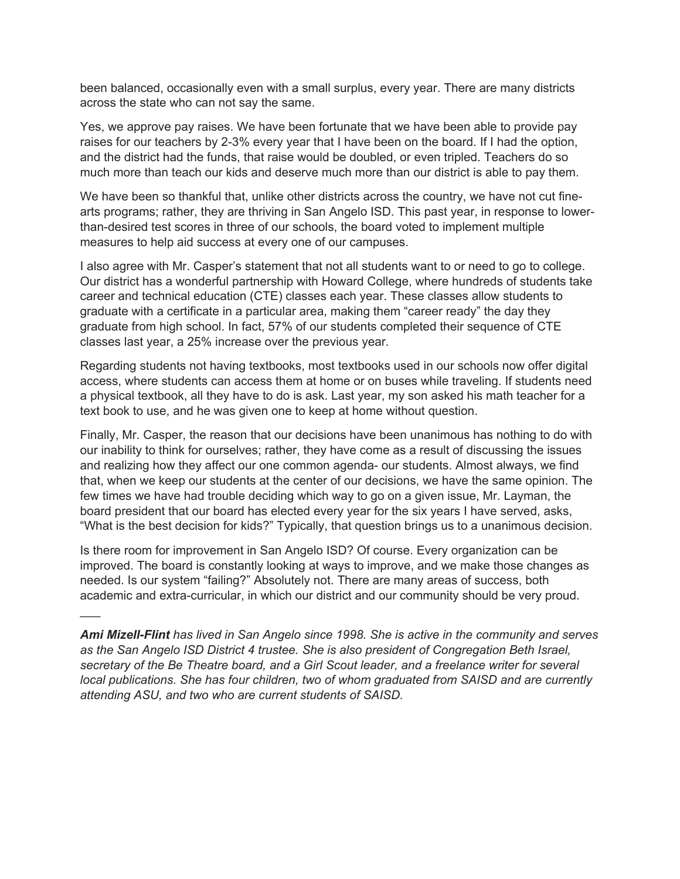been balanced, occasionally even with a small surplus, every year. There are many districts across the state who can not say the same.

Yes, we approve pay raises. We have been fortunate that we have been able to provide pay raises for our teachers by 2-3% every year that I have been on the board. If I had the option, and the district had the funds, that raise would be doubled, or even tripled. Teachers do so much more than teach our kids and deserve much more than our district is able to pay them.

We have been so thankful that, unlike other districts across the country, we have not cut fine-arts programs; rather, they are thriving in San Angelo ISD. This past year, in response to lower-than-desired test scores in three of our schools, the board voted to implement multiple measures to help aid success at every one of our campuses.

I also agree with Mr. Casper's statement that not all students want to or need to go to college. Our district has a wonderful partnership with Howard College, where hundreds of students take career and technical education (CTE) classes each year. These classes allow students to graduate with a certificate in a particular area, making them "career ready" the day they graduate from high school. In fact, 57% of our students completed their sequence of CTE classes last year, a 25% increase over the previous year.

Regarding students not having textbooks, most textbooks used in our schools now offer digital access, where students can access them at home or on buses while traveling. If students need a physical textbook, all they have to do is ask. Last year, my son asked his math teacher for a text book to use, and he was given one to keep at home without question.

Finally, Mr. Casper, the reason that our decisions have been unanimous has nothing to do with our inability to think for ourselves; rather, they have come as a result of discussing the issues and realizing how they affect our one common agenda- our students. Almost always, we find that, when we keep our students at the center of our decisions, we have the same opinion. The few times we have had trouble deciding which way to go on a given issue, Mr. Layman, the board president that our board has elected every year for the six years I have served, asks, "What is the best decision for kids?" Typically, that question brings us to a unanimous decision.

Is there room for improvement in San Angelo ISD? Of course. Every organization can be improved. The board is constantly looking at ways to improve, and we make those changes as needed. Is our system "failing?" Absolutely not. There are many areas of success, both academic and extra-curricular, in which our district and our community should be very proud.

___

***Ami Mizell-Flint** has lived in San Angelo since 1998. She is active in the community and serves as the San Angelo ISD District 4 trustee. She is also president of Congregation Beth Israel, secretary of the Be Theatre board, and a Girl Scout leader, and a freelance writer for several local publications. She has four children, two of whom graduated from SAISD and are currently attending ASU, and two who are current students of SAISD.*